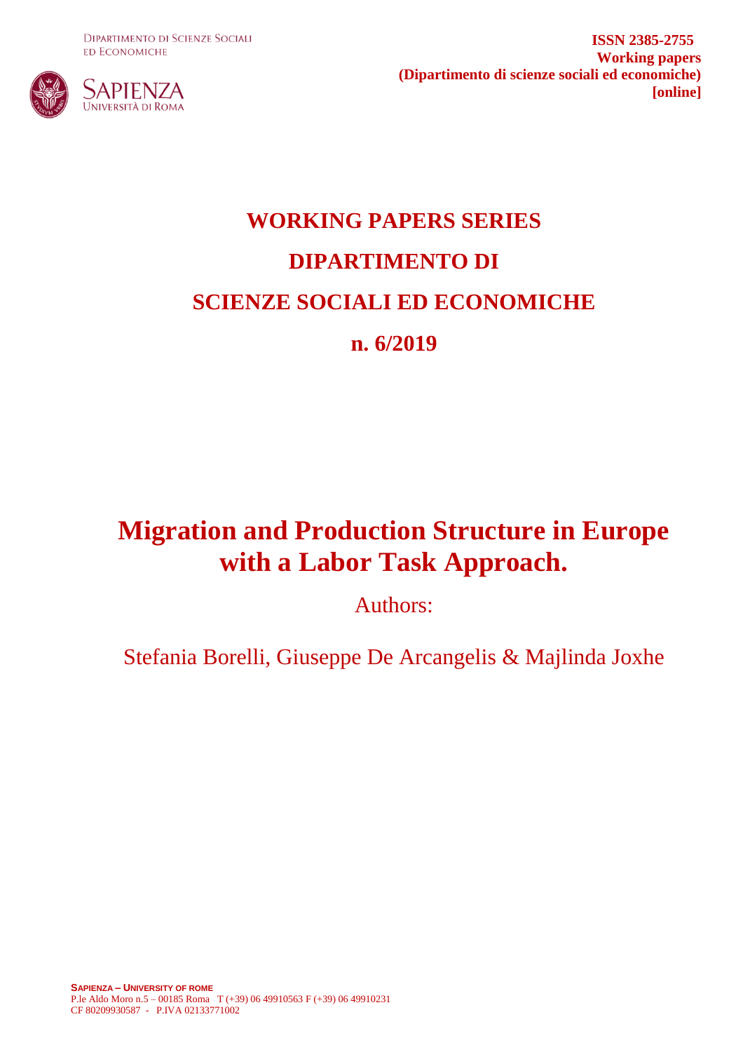Dipartimento di Scienze Sociali ed Economiche

Sapienza Università di Roma

**ISSN 2385-2755**
**Working papers**
**(Dipartimento di scienze sociali ed economiche)**
**[online]**

# WORKING PAPERS SERIES

# DIPARTIMENTO DI

# SCIENZE SOCIALI ED ECONOMICHE

# n. 6/2019

# Migration and Production Structure in Europe with a Labor Task Approach.

Authors:

Stefania Borelli, Giuseppe De Arcangelis & Majlinda Joxhe

**Sapienza – University of rome**
P.le Aldo Moro n.5 – 00185 Roma T (+39) 06 49910563 F (+39) 06 49910231
CF 80209930587 - P.IVA 02133771002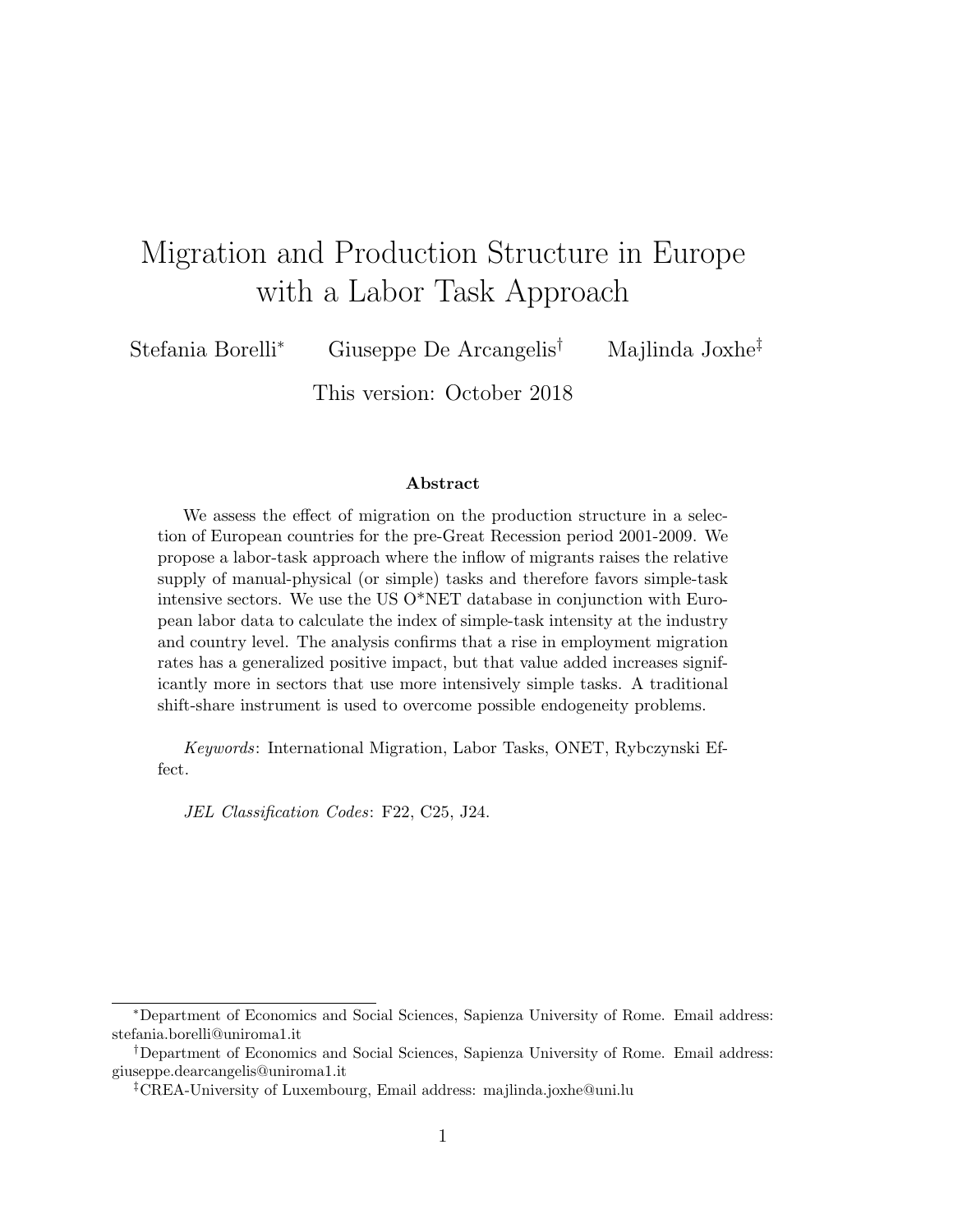# Migration and Production Structure in Europe with a Labor Task Approach

Stefania Borelli[*] Giuseppe De Arcangelis[†] Majlinda Joxhe[‡]

This version: October 2018

### Abstract

We assess the effect of migration on the production structure in a selection of European countries for the pre-Great Recession period 2001-2009. We propose a labor-task approach where the inflow of migrants raises the relative supply of manual-physical (or simple) tasks and therefore favors simple-task intensive sectors. We use the US O*NET database in conjunction with European labor data to calculate the index of simple-task intensity at the industry and country level. The analysis confirms that a rise in employment migration rates has a generalized positive impact, but that value added increases significantly more in sectors that use more intensively simple tasks. A traditional shift-share instrument is used to overcome possible endogeneity problems.

*Keywords*: International Migration, Labor Tasks, ONET, Rybczynski Effect.

*JEL Classification Codes*: F22, C25, J24.

---

[*] Department of Economics and Social Sciences, Sapienza University of Rome. Email address: stefania.borelli@uniroma1.it

[†] Department of Economics and Social Sciences, Sapienza University of Rome. Email address: giuseppe.dearcangelis@uniroma1.it

[‡] CREA-University of Luxembourg, Email address: majlinda.joxhe@uni.lu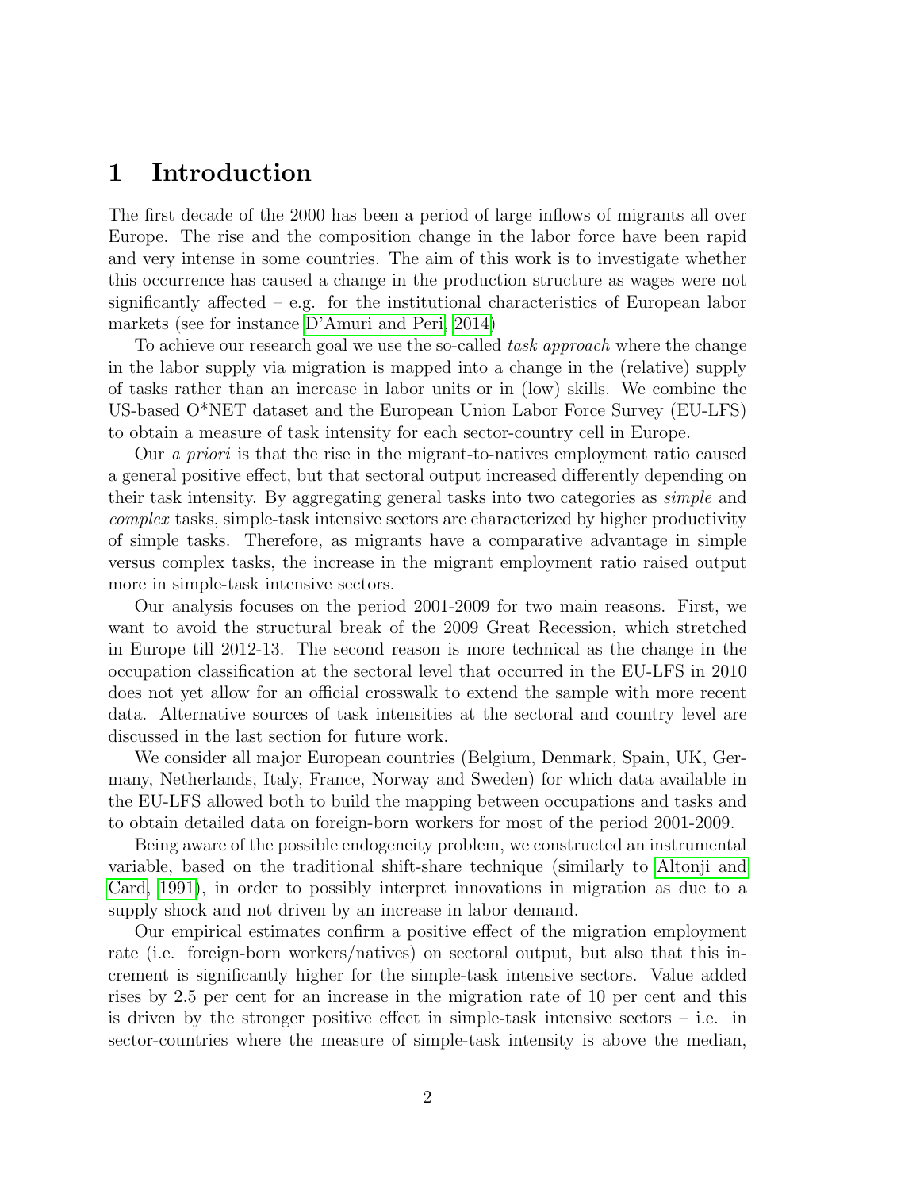# 1 Introduction

The first decade of the 2000 has been a period of large inflows of migrants all over Europe. The rise and the composition change in the labor force have been rapid and very intense in some countries. The aim of this work is to investigate whether this occurrence has caused a change in the production structure as wages were not significantly affected – e.g. for the institutional characteristics of European labor markets (see for instance D'Amuri and Peri, 2014)

To achieve our research goal we use the so-called *task approach* where the change in the labor supply via migration is mapped into a change in the (relative) supply of tasks rather than an increase in labor units or in (low) skills. We combine the US-based O*NET dataset and the European Union Labor Force Survey (EU-LFS) to obtain a measure of task intensity for each sector-country cell in Europe.

Our *a priori* is that the rise in the migrant-to-natives employment ratio caused a general positive effect, but that sectoral output increased differently depending on their task intensity. By aggregating general tasks into two categories as *simple* and *complex* tasks, simple-task intensive sectors are characterized by higher productivity of simple tasks. Therefore, as migrants have a comparative advantage in simple versus complex tasks, the increase in the migrant employment ratio raised output more in simple-task intensive sectors.

Our analysis focuses on the period 2001-2009 for two main reasons. First, we want to avoid the structural break of the 2009 Great Recession, which stretched in Europe till 2012-13. The second reason is more technical as the change in the occupation classification at the sectoral level that occurred in the EU-LFS in 2010 does not yet allow for an official crosswalk to extend the sample with more recent data. Alternative sources of task intensities at the sectoral and country level are discussed in the last section for future work.

We consider all major European countries (Belgium, Denmark, Spain, UK, Germany, Netherlands, Italy, France, Norway and Sweden) for which data available in the EU-LFS allowed both to build the mapping between occupations and tasks and to obtain detailed data on foreign-born workers for most of the period 2001-2009.

Being aware of the possible endogeneity problem, we constructed an instrumental variable, based on the traditional shift-share technique (similarly to Altonji and Card, 1991), in order to possibly interpret innovations in migration as due to a supply shock and not driven by an increase in labor demand.

Our empirical estimates confirm a positive effect of the migration employment rate (i.e. foreign-born workers/natives) on sectoral output, but also that this increment is significantly higher for the simple-task intensive sectors. Value added rises by 2.5 per cent for an increase in the migration rate of 10 per cent and this is driven by the stronger positive effect in simple-task intensive sectors – i.e. in sector-countries where the measure of simple-task intensity is above the median,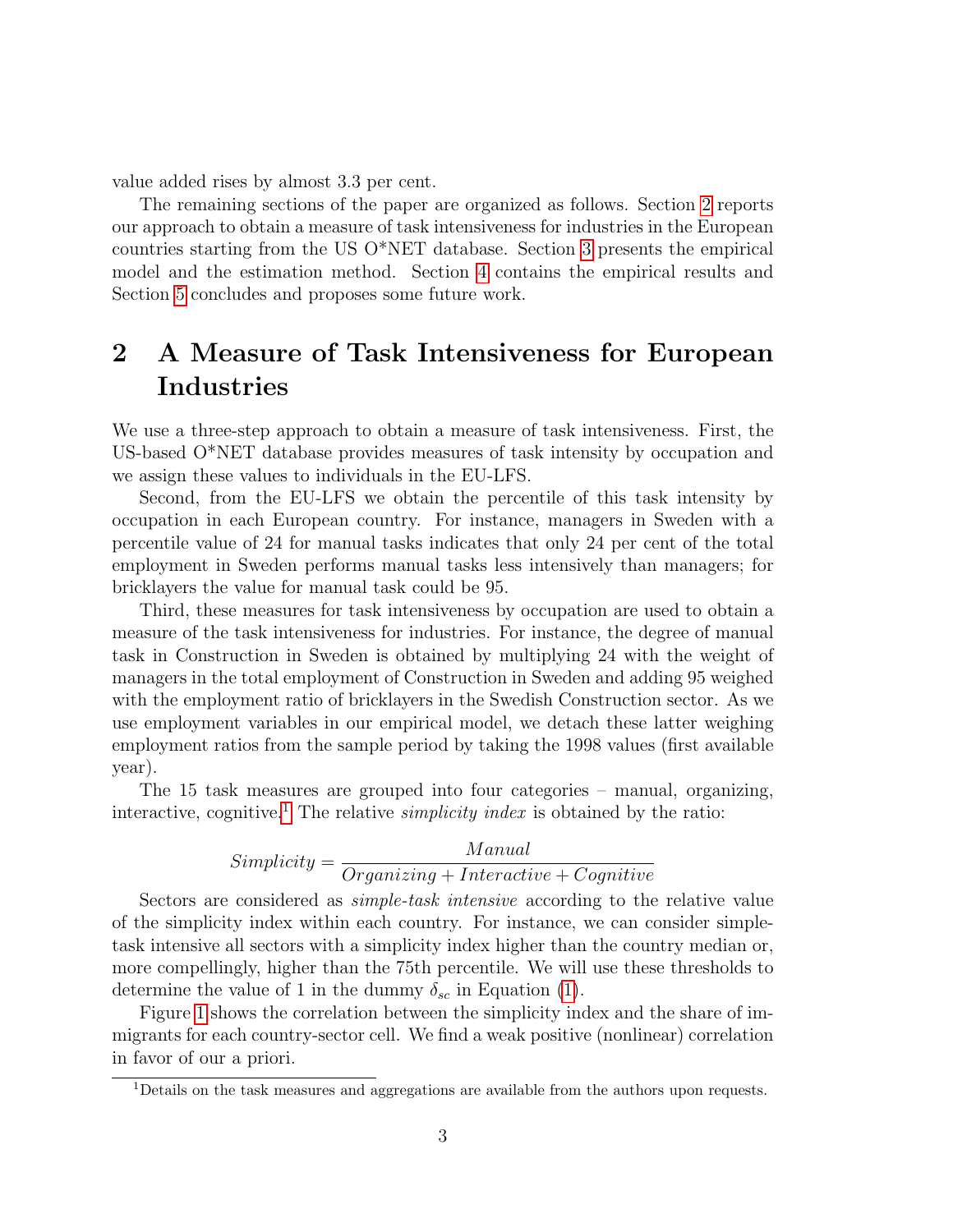value added rises by almost 3.3 per cent.

The remaining sections of the paper are organized as follows. Section 2 reports our approach to obtain a measure of task intensiveness for industries in the European countries starting from the US O*NET database. Section 3 presents the empirical model and the estimation method. Section 4 contains the empirical results and Section 5 concludes and proposes some future work.

# 2 A Measure of Task Intensiveness for European Industries

We use a three-step approach to obtain a measure of task intensiveness. First, the US-based O*NET database provides measures of task intensity by occupation and we assign these values to individuals in the EU-LFS.

Second, from the EU-LFS we obtain the percentile of this task intensity by occupation in each European country. For instance, managers in Sweden with a percentile value of 24 for manual tasks indicates that only 24 per cent of the total employment in Sweden performs manual tasks less intensively than managers; for bricklayers the value for manual task could be 95.

Third, these measures for task intensiveness by occupation are used to obtain a measure of the task intensiveness for industries. For instance, the degree of manual task in Construction in Sweden is obtained by multiplying 24 with the weight of managers in the total employment of Construction in Sweden and adding 95 weighed with the employment ratio of bricklayers in the Swedish Construction sector. As we use employment variables in our empirical model, we detach these latter weighing employment ratios from the sample period by taking the 1998 values (first available year).

The 15 task measures are grouped into four categories – manual, organizing, interactive, cognitive.[1] The relative *simplicity index* is obtained by the ratio:

$$Simplicity = \frac{Manual}{Organizing + Interactive + Cognitive}$$

Sectors are considered as *simple-task intensive* according to the relative value of the simplicity index within each country. For instance, we can consider simple-task intensive all sectors with a simplicity index higher than the country median or, more compellingly, higher than the 75th percentile. We will use these thresholds to determine the value of 1 in the dummy $\delta_{sc}$ in Equation (1).

Figure 1 shows the correlation between the simplicity index and the share of immigrants for each country-sector cell. We find a weak positive (nonlinear) correlation in favor of our a priori.

[1] Details on the task measures and aggregations are available from the authors upon requests.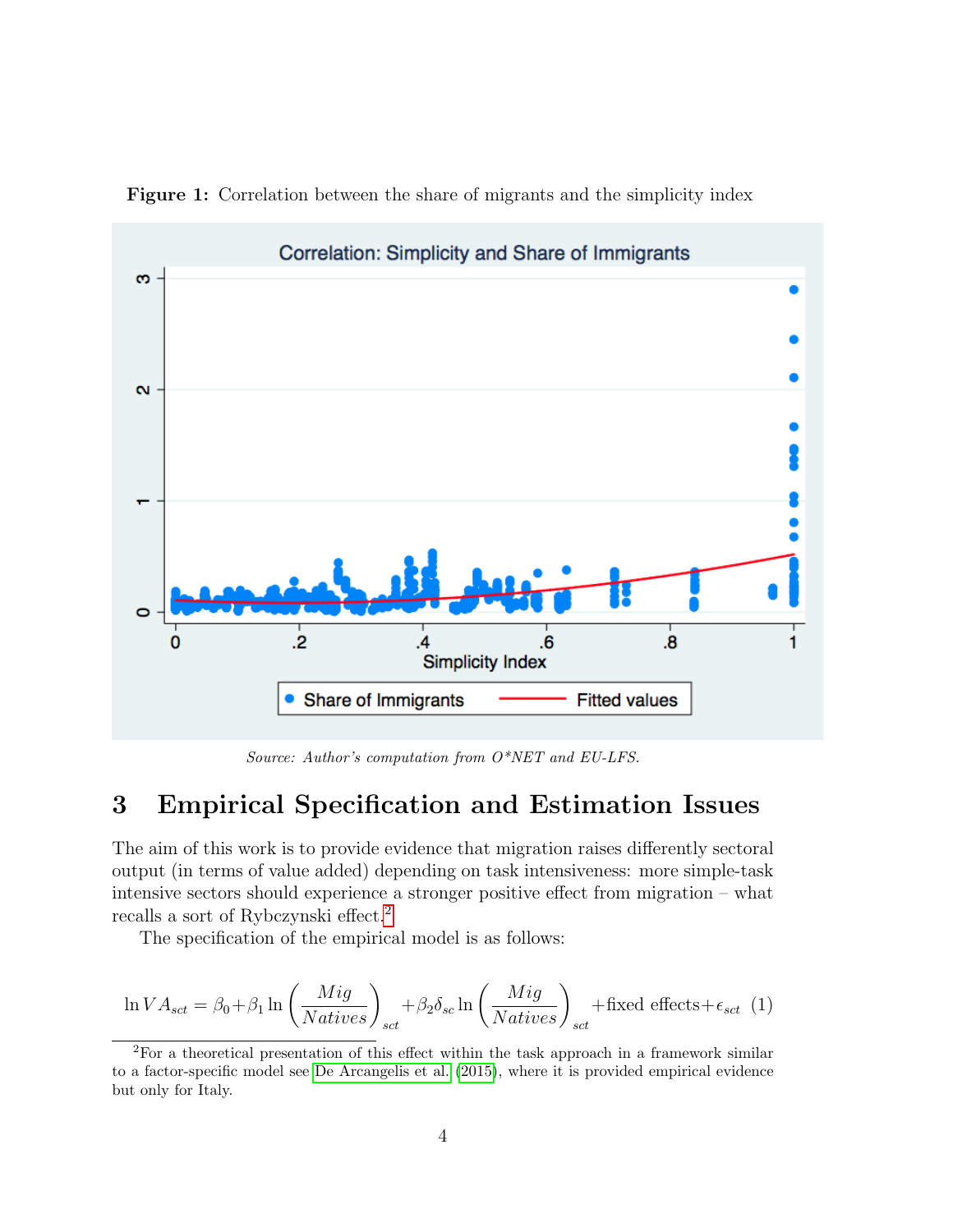**Figure 1:** Correlation between the share of migrants and the simplicity index

*Source: Author's computation from O\*NET and EU-LFS.*

# 3 Empirical Specification and Estimation Issues

The aim of this work is to provide evidence that migration raises differently sectoral output (in terms of value added) depending on task intensiveness: more simple-task intensive sectors should experience a stronger positive effect from migration – what recalls a sort of Rybczynski effect.[2]

The specification of the empirical model is as follows:

$$\ln VA_{sct} = \beta_0 + \beta_1 \ln\left(\frac{Mig}{Natives}\right)_{sct} + \beta_2 \delta_{sc} \ln\left(\frac{Mig}{Natives}\right)_{sct} + \text{fixed effects} + \epsilon_{sct} \quad (1)$$

[2] For a theoretical presentation of this effect within the task approach in a framework similar to a factor-specific model see De Arcangelis et al. (2015), where it is provided empirical evidence but only for Italy.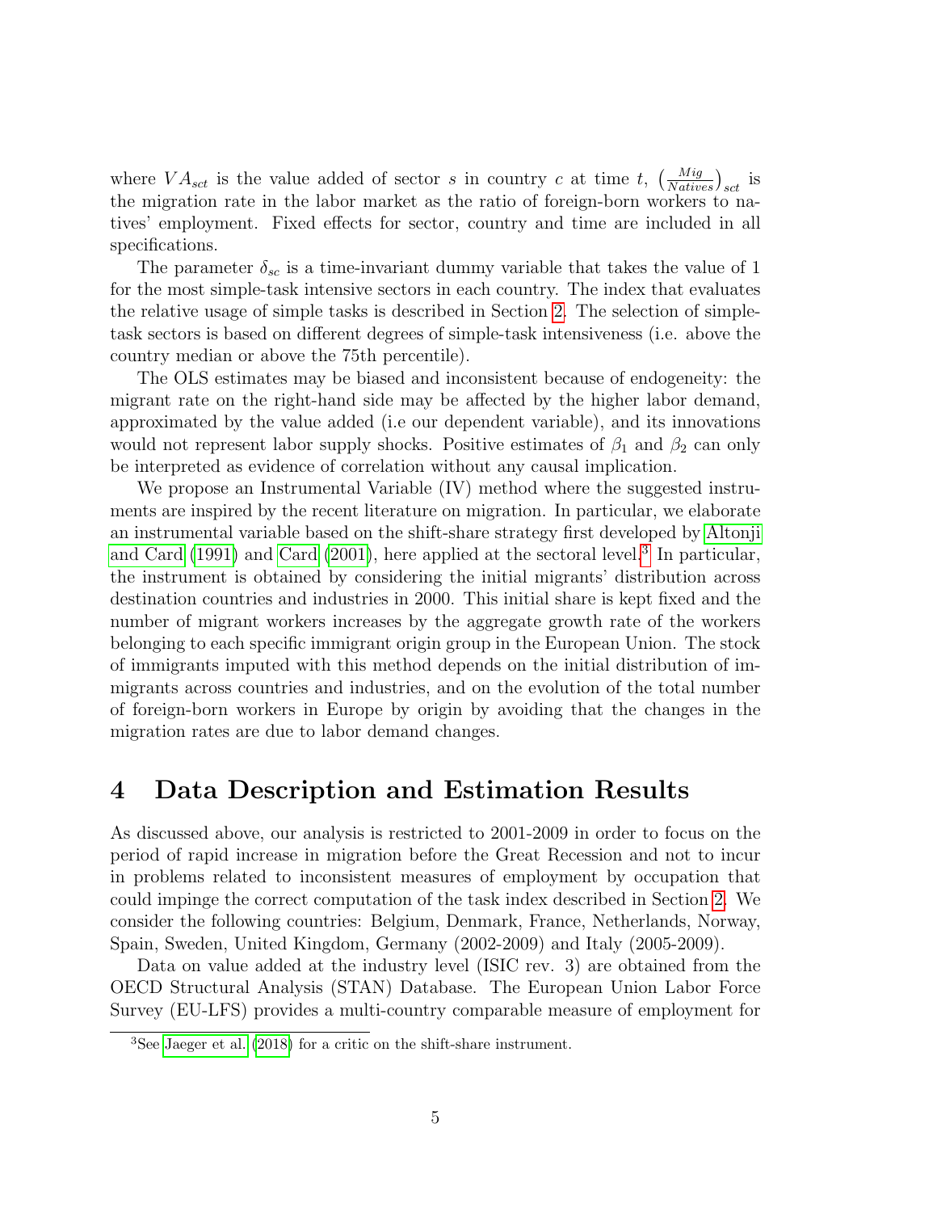where $VA_{sct}$ is the value added of sector $s$ in country $c$ at time $t$, $\left(\frac{Mig}{Natives}\right)_{sct}$ is the migration rate in the labor market as the ratio of foreign-born workers to natives' employment. Fixed effects for sector, country and time are included in all specifications.

The parameter $\delta_{sc}$ is a time-invariant dummy variable that takes the value of 1 for the most simple-task intensive sectors in each country. The index that evaluates the relative usage of simple tasks is described in Section 2. The selection of simple-task sectors is based on different degrees of simple-task intensiveness (i.e. above the country median or above the 75th percentile).

The OLS estimates may be biased and inconsistent because of endogeneity: the migrant rate on the right-hand side may be affected by the higher labor demand, approximated by the value added (i.e our dependent variable), and its innovations would not represent labor supply shocks. Positive estimates of $\beta_1$ and $\beta_2$ can only be interpreted as evidence of correlation without any causal implication.

We propose an Instrumental Variable (IV) method where the suggested instruments are inspired by the recent literature on migration. In particular, we elaborate an instrumental variable based on the shift-share strategy first developed by Altonji and Card (1991) and Card (2001), here applied at the sectoral level.[3] In particular, the instrument is obtained by considering the initial migrants' distribution across destination countries and industries in 2000. This initial share is kept fixed and the number of migrant workers increases by the aggregate growth rate of the workers belonging to each specific immigrant origin group in the European Union. The stock of immigrants imputed with this method depends on the initial distribution of immigrants across countries and industries, and on the evolution of the total number of foreign-born workers in Europe by origin by avoiding that the changes in the migration rates are due to labor demand changes.

# 4 Data Description and Estimation Results

As discussed above, our analysis is restricted to 2001-2009 in order to focus on the period of rapid increase in migration before the Great Recession and not to incur in problems related to inconsistent measures of employment by occupation that could impinge the correct computation of the task index described in Section 2. We consider the following countries: Belgium, Denmark, France, Netherlands, Norway, Spain, Sweden, United Kingdom, Germany (2002-2009) and Italy (2005-2009).

Data on value added at the industry level (ISIC rev. 3) are obtained from the OECD Structural Analysis (STAN) Database. The European Union Labor Force Survey (EU-LFS) provides a multi-country comparable measure of employment for

[3] See Jaeger et al. (2018) for a critic on the shift-share instrument.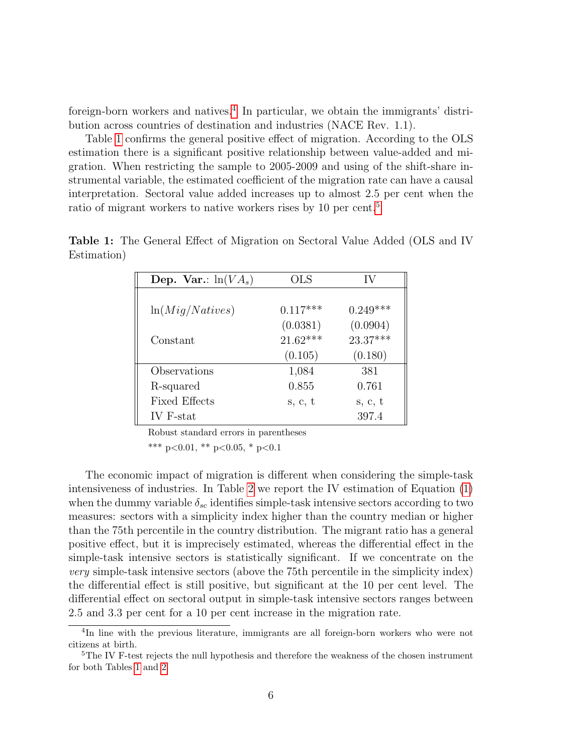foreign-born workers and natives.[4] In particular, we obtain the immigrants' distribution across countries of destination and industries (NACE Rev. 1.1).

Table 1 confirms the general positive effect of migration. According to the OLS estimation there is a significant positive relationship between value-added and migration. When restricting the sample to 2005-2009 and using of the shift-share instrumental variable, the estimated coefficient of the migration rate can have a causal interpretation. Sectoral value added increases up to almost 2.5 per cent when the ratio of migrant workers to native workers rises by 10 per cent.[5]

**Table 1:** The General Effect of Migration on Sectoral Value Added (OLS and IV Estimation)

| **Dep. Var.**: $\ln(VA_s)$ | OLS | IV |
|---|---|---|
| $\ln(Mig/Natives)$ | 0.117*** | 0.249*** |
| | (0.0381) | (0.0904) |
| Constant | 21.62*** | 23.37*** |
| | (0.105) | (0.180) |
| Observations | 1,084 | 381 |
| R-squared | 0.855 | 0.761 |
| Fixed Effects | s, c, t | s, c, t |
| IV F-stat | | 397.4 |

Robust standard errors in parentheses

*** p<0.01, ** p<0.05, * p<0.1

The economic impact of migration is different when considering the simple-task intensiveness of industries. In Table 2 we report the IV estimation of Equation (1) when the dummy variable $\delta_{sc}$ identifies simple-task intensive sectors according to two measures: sectors with a simplicity index higher than the country median or higher than the 75th percentile in the country distribution. The migrant ratio has a general positive effect, but it is imprecisely estimated, whereas the differential effect in the simple-task intensive sectors is statistically significant. If we concentrate on the *very* simple-task intensive sectors (above the 75th percentile in the simplicity index) the differential effect is still positive, but significant at the 10 per cent level. The differential effect on sectoral output in simple-task intensive sectors ranges between 2.5 and 3.3 per cent for a 10 per cent increase in the migration rate.

[4] In line with the previous literature, immigrants are all foreign-born workers who were not citizens at birth.

[5] The IV F-test rejects the null hypothesis and therefore the weakness of the chosen instrument for both Tables 1 and 2.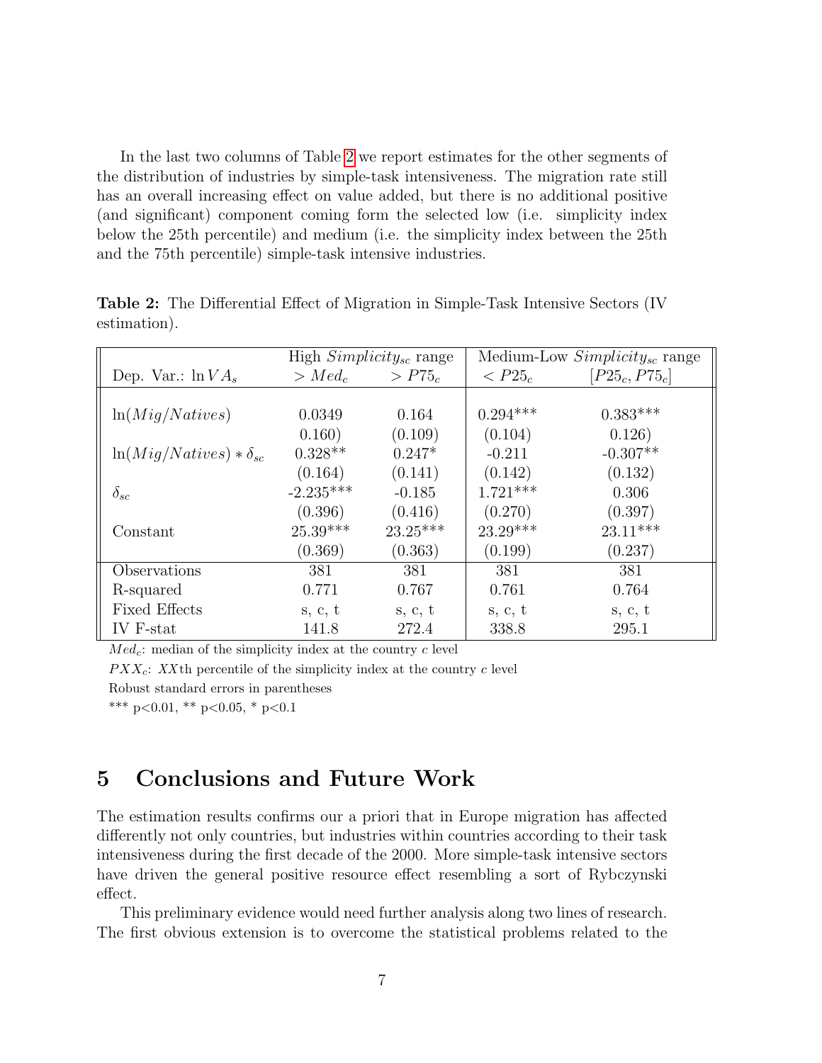In the last two columns of Table 2 we report estimates for the other segments of the distribution of industries by simple-task intensiveness. The migration rate still has an overall increasing effect on value added, but there is no additional positive (and significant) component coming form the selected low (i.e. simplicity index below the 25th percentile) and medium (i.e. the simplicity index between the 25th and the 75th percentile) simple-task intensive industries.

**Table 2:** The Differential Effect of Migration in Simple-Task Intensive Sectors (IV estimation).

| | High $Simplicity_{sc}$ range | | Medium-Low $Simplicity_{sc}$ range | |
|---|---|---|---|---|
| Dep. Var.: $\ln VA_s$ | $> Med_c$ | $> P75_c$ | $< P25_c$ | $[P25_c, P75_c]$ |
| $\ln(Mig/Natives)$ | 0.0349 | 0.164 | 0.294*** | 0.383*** |
| | 0.160) | (0.109) | (0.104) | 0.126) |
| $\ln(Mig/Natives) * \delta_{sc}$ | 0.328** | 0.247* | -0.211 | -0.307** |
| | (0.164) | (0.141) | (0.142) | (0.132) |
| $\delta_{sc}$ | -2.235*** | -0.185 | 1.721*** | 0.306 |
| | (0.396) | (0.416) | (0.270) | (0.397) |
| Constant | 25.39*** | 23.25*** | 23.29*** | 23.11*** |
| | (0.369) | (0.363) | (0.199) | (0.237) |
| Observations | 381 | 381 | 381 | 381 |
| R-squared | 0.771 | 0.767 | 0.761 | 0.764 |
| Fixed Effects | s, c, t | s, c, t | s, c, t | s, c, t |
| IV F-stat | 141.8 | 272.4 | 338.8 | 295.1 |

$Med_c$: median of the simplicity index at the country $c$ level

$PXX_c$: $XX$th percentile of the simplicity index at the country $c$ level

Robust standard errors in parentheses

*** p<0.01, ** p<0.05, * p<0.1

## 5 Conclusions and Future Work

The estimation results confirms our a priori that in Europe migration has affected differently not only countries, but industries within countries according to their task intensiveness during the first decade of the 2000. More simple-task intensive sectors have driven the general positive resource effect resembling a sort of Rybczynski effect.

This preliminary evidence would need further analysis along two lines of research. The first obvious extension is to overcome the statistical problems related to the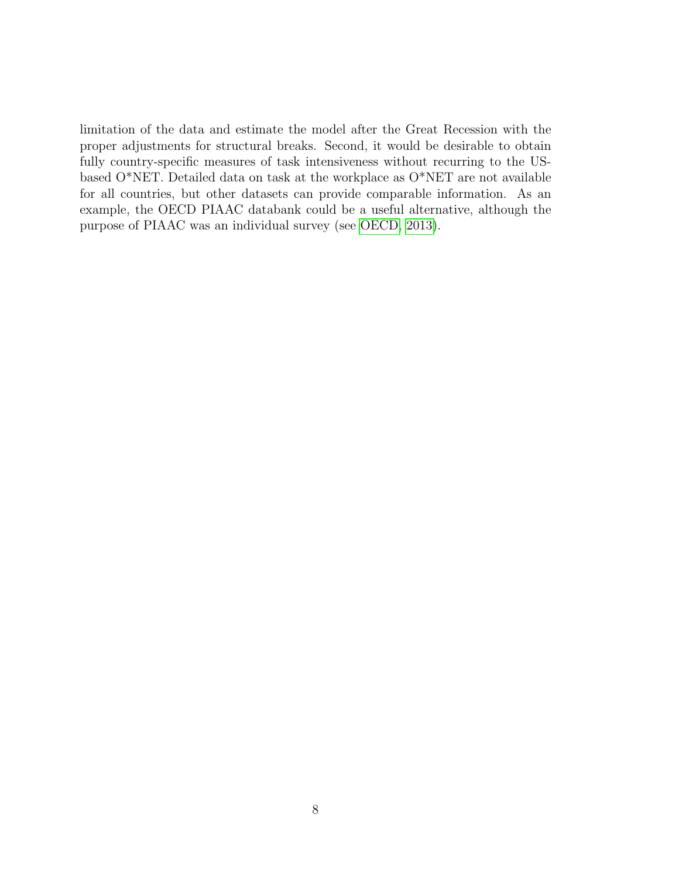limitation of the data and estimate the model after the Great Recession with the proper adjustments for structural breaks. Second, it would be desirable to obtain fully country-specific measures of task intensiveness without recurring to the US-based O*NET. Detailed data on task at the workplace as O*NET are not available for all countries, but other datasets can provide comparable information. As an example, the OECD PIAAC databank could be a useful alternative, although the purpose of PIAAC was an individual survey (see OECD, 2013).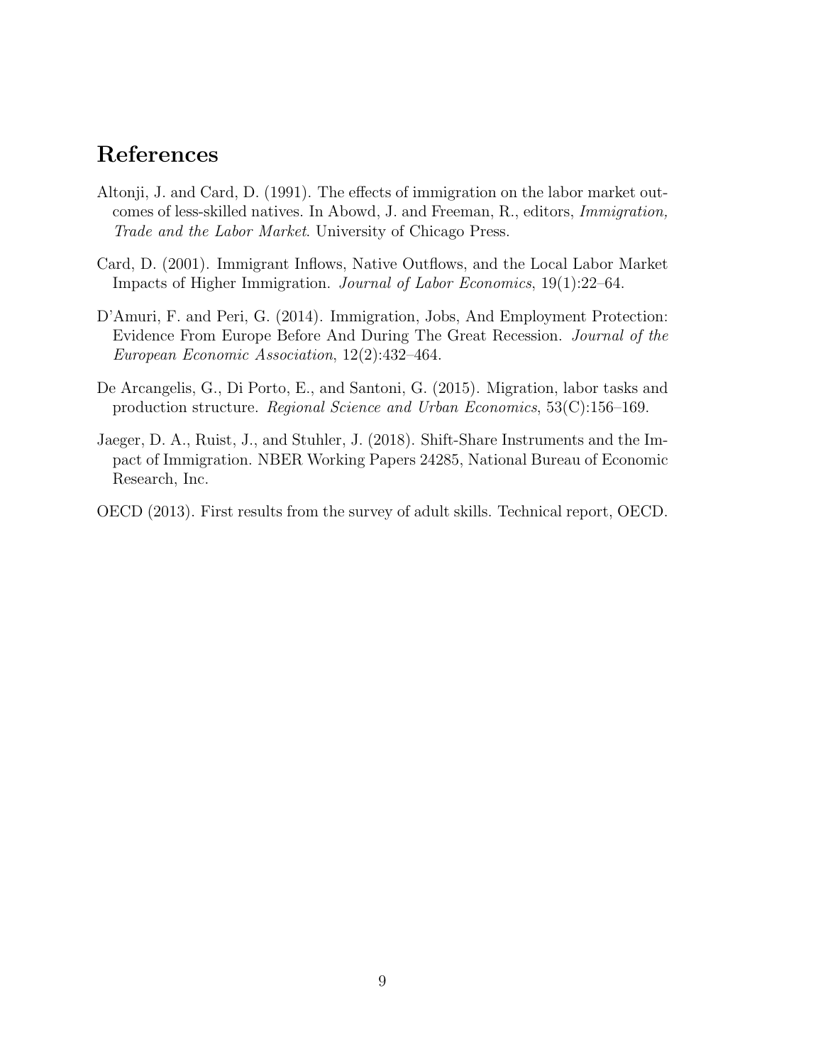# References

Altonji, J. and Card, D. (1991). The effects of immigration on the labor market outcomes of less-skilled natives. In Abowd, J. and Freeman, R., editors, *Immigration, Trade and the Labor Market*. University of Chicago Press.

Card, D. (2001). Immigrant Inflows, Native Outflows, and the Local Labor Market Impacts of Higher Immigration. *Journal of Labor Economics*, 19(1):22–64.

D'Amuri, F. and Peri, G. (2014). Immigration, Jobs, And Employment Protection: Evidence From Europe Before And During The Great Recession. *Journal of the European Economic Association*, 12(2):432–464.

De Arcangelis, G., Di Porto, E., and Santoni, G. (2015). Migration, labor tasks and production structure. *Regional Science and Urban Economics*, 53(C):156–169.

Jaeger, D. A., Ruist, J., and Stuhler, J. (2018). Shift-Share Instruments and the Impact of Immigration. NBER Working Papers 24285, National Bureau of Economic Research, Inc.

OECD (2013). First results from the survey of adult skills. Technical report, OECD.